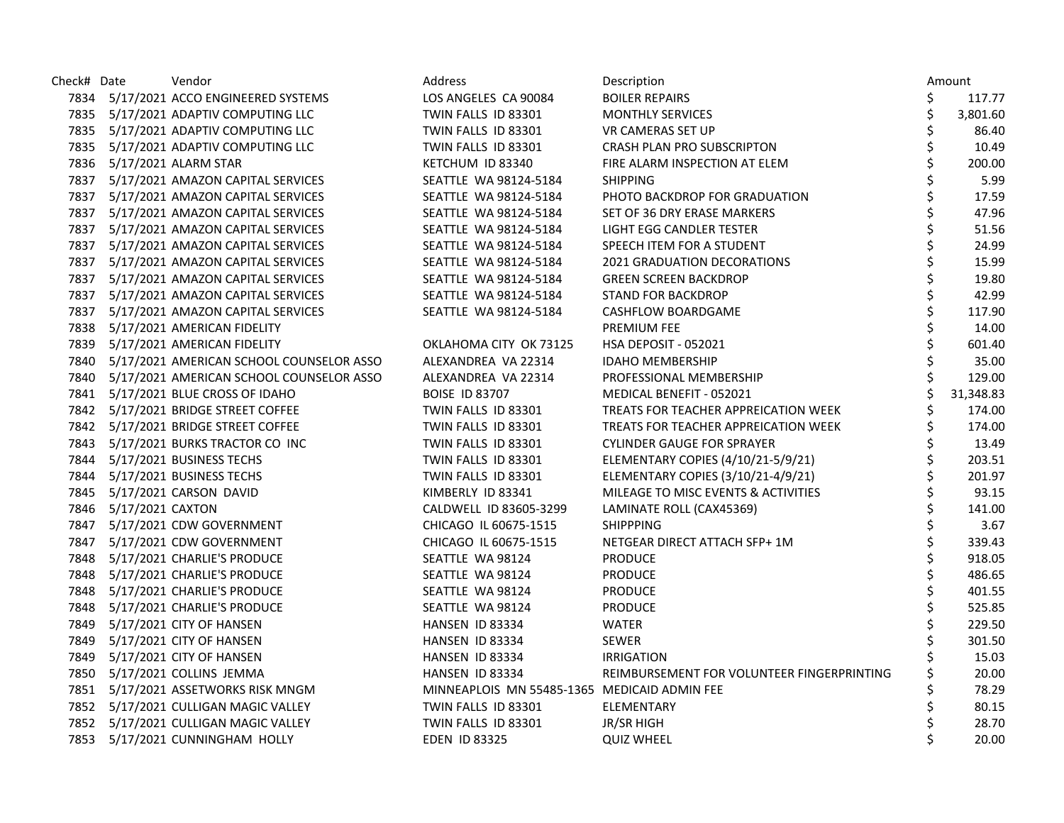| Check# | Date | Vendor | Address | Description | Amount |
|---|---|---|---|---|---|
| 7834 | 5/17/2021 | ACCO ENGINEERED SYSTEMS | LOS ANGELES CA 90084 | BOILER REPAIRS | $ 117.77 |
| 7835 | 5/17/2021 | ADAPTIV COMPUTING LLC | TWIN FALLS ID 83301 | MONTHLY SERVICES | $ 3,801.60 |
| 7835 | 5/17/2021 | ADAPTIV COMPUTING LLC | TWIN FALLS ID 83301 | VR CAMERAS SET UP | $ 86.40 |
| 7835 | 5/17/2021 | ADAPTIV COMPUTING LLC | TWIN FALLS ID 83301 | CRASH PLAN PRO SUBSCRIPTON | $ 10.49 |
| 7836 | 5/17/2021 | ALARM STAR | KETCHUM ID 83340 | FIRE ALARM INSPECTION AT ELEM | $ 200.00 |
| 7837 | 5/17/2021 | AMAZON CAPITAL SERVICES | SEATTLE WA 98124-5184 | SHIPPING | $ 5.99 |
| 7837 | 5/17/2021 | AMAZON CAPITAL SERVICES | SEATTLE WA 98124-5184 | PHOTO BACKDROP FOR GRADUATION | $ 17.59 |
| 7837 | 5/17/2021 | AMAZON CAPITAL SERVICES | SEATTLE WA 98124-5184 | SET OF 36 DRY ERASE MARKERS | $ 47.96 |
| 7837 | 5/17/2021 | AMAZON CAPITAL SERVICES | SEATTLE WA 98124-5184 | LIGHT EGG CANDLER TESTER | $ 51.56 |
| 7837 | 5/17/2021 | AMAZON CAPITAL SERVICES | SEATTLE WA 98124-5184 | SPEECH ITEM FOR A STUDENT | $ 24.99 |
| 7837 | 5/17/2021 | AMAZON CAPITAL SERVICES | SEATTLE WA 98124-5184 | 2021 GRADUATION DECORATIONS | $ 15.99 |
| 7837 | 5/17/2021 | AMAZON CAPITAL SERVICES | SEATTLE WA 98124-5184 | GREEN SCREEN BACKDROP | $ 19.80 |
| 7837 | 5/17/2021 | AMAZON CAPITAL SERVICES | SEATTLE WA 98124-5184 | STAND FOR BACKDROP | $ 42.99 |
| 7837 | 5/17/2021 | AMAZON CAPITAL SERVICES | SEATTLE WA 98124-5184 | CASHFLOW BOARDGAME | $ 117.90 |
| 7838 | 5/17/2021 | AMERICAN FIDELITY | | PREMIUM FEE | $ 14.00 |
| 7839 | 5/17/2021 | AMERICAN FIDELITY | OKLAHOMA CITY OK 73125 | HSA DEPOSIT - 052021 | $ 601.40 |
| 7840 | 5/17/2021 | AMERICAN SCHOOL COUNSELOR ASSO | ALEXANDREA VA 22314 | IDAHO MEMBERSHIP | $ 35.00 |
| 7840 | 5/17/2021 | AMERICAN SCHOOL COUNSELOR ASSO | ALEXANDREA VA 22314 | PROFESSIONAL MEMBERSHIP | $ 129.00 |
| 7841 | 5/17/2021 | BLUE CROSS OF IDAHO | BOISE ID 83707 | MEDICAL BENEFIT - 052021 | $ 31,348.83 |
| 7842 | 5/17/2021 | BRIDGE STREET COFFEE | TWIN FALLS ID 83301 | TREATS FOR TEACHER APPREICATION WEEK | $ 174.00 |
| 7842 | 5/17/2021 | BRIDGE STREET COFFEE | TWIN FALLS ID 83301 | TREATS FOR TEACHER APPREICATION WEEK | $ 174.00 |
| 7843 | 5/17/2021 | BURKS TRACTOR CO INC | TWIN FALLS ID 83301 | CYLINDER GAUGE FOR SPRAYER | $ 13.49 |
| 7844 | 5/17/2021 | BUSINESS TECHS | TWIN FALLS ID 83301 | ELEMENTARY COPIES (4/10/21-5/9/21) | $ 203.51 |
| 7844 | 5/17/2021 | BUSINESS TECHS | TWIN FALLS ID 83301 | ELEMENTARY COPIES (3/10/21-4/9/21) | $ 201.97 |
| 7845 | 5/17/2021 | CARSON DAVID | KIMBERLY ID 83341 | MILEAGE TO MISC EVENTS & ACTIVITIES | $ 93.15 |
| 7846 | 5/17/2021 | CAXTON | CALDWELL ID 83605-3299 | LAMINATE ROLL (CAX45369) | $ 141.00 |
| 7847 | 5/17/2021 | CDW GOVERNMENT | CHICAGO IL 60675-1515 | SHIPPPING | $ 3.67 |
| 7847 | 5/17/2021 | CDW GOVERNMENT | CHICAGO IL 60675-1515 | NETGEAR DIRECT ATTACH SFP+ 1M | $ 339.43 |
| 7848 | 5/17/2021 | CHARLIE'S PRODUCE | SEATTLE WA 98124 | PRODUCE | $ 918.05 |
| 7848 | 5/17/2021 | CHARLIE'S PRODUCE | SEATTLE WA 98124 | PRODUCE | $ 486.65 |
| 7848 | 5/17/2021 | CHARLIE'S PRODUCE | SEATTLE WA 98124 | PRODUCE | $ 401.55 |
| 7848 | 5/17/2021 | CHARLIE'S PRODUCE | SEATTLE WA 98124 | PRODUCE | $ 525.85 |
| 7849 | 5/17/2021 | CITY OF HANSEN | HANSEN ID 83334 | WATER | $ 229.50 |
| 7849 | 5/17/2021 | CITY OF HANSEN | HANSEN ID 83334 | SEWER | $ 301.50 |
| 7849 | 5/17/2021 | CITY OF HANSEN | HANSEN ID 83334 | IRRIGATION | $ 15.03 |
| 7850 | 5/17/2021 | COLLINS JEMMA | HANSEN ID 83334 | REIMBURSEMENT FOR VOLUNTEER FINGERPRINTING | $ 20.00 |
| 7851 | 5/17/2021 | ASSETWORKS RISK MNGM | MINNEAPLOIS MN 55485-1365 | MEDICAID ADMIN FEE | $ 78.29 |
| 7852 | 5/17/2021 | CULLIGAN MAGIC VALLEY | TWIN FALLS ID 83301 | ELEMENTARY | $ 80.15 |
| 7852 | 5/17/2021 | CULLIGAN MAGIC VALLEY | TWIN FALLS ID 83301 | JR/SR HIGH | $ 28.70 |
| 7853 | 5/17/2021 | CUNNINGHAM HOLLY | EDEN ID 83325 | QUIZ WHEEL | $ 20.00 |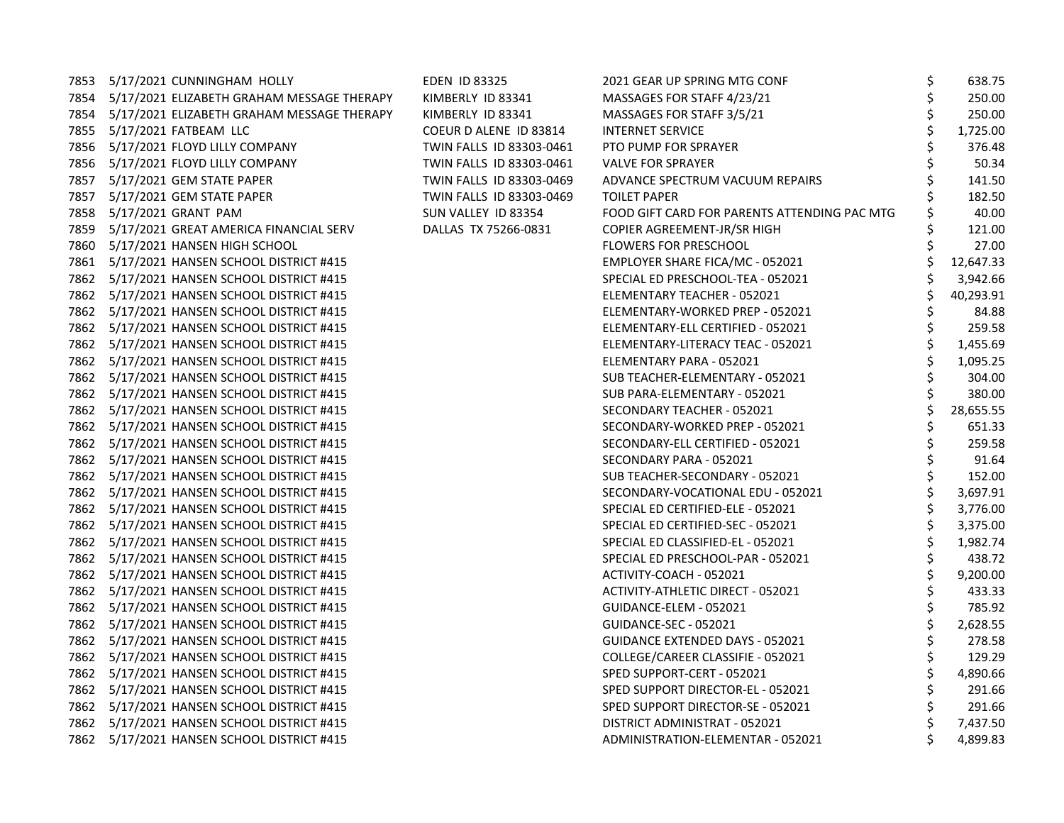| | | | | | |
|---|---|---|---|---|---|
| 7853 | 5/17/2021 | CUNNINGHAM HOLLY | EDEN ID 83325 | 2021 GEAR UP SPRING MTG CONF | $ 638.75 |
| 7854 | 5/17/2021 | ELIZABETH GRAHAM MESSAGE THERAPY | KIMBERLY ID 83341 | MASSAGES FOR STAFF 4/23/21 | $ 250.00 |
| 7854 | 5/17/2021 | ELIZABETH GRAHAM MESSAGE THERAPY | KIMBERLY ID 83341 | MASSAGES FOR STAFF 3/5/21 | $ 250.00 |
| 7855 | 5/17/2021 | FATBEAM LLC | COEUR D ALENE ID 83814 | INTERNET SERVICE | $ 1,725.00 |
| 7856 | 5/17/2021 | FLOYD LILLY COMPANY | TWIN FALLS ID 83303-0461 | PTO PUMP FOR SPRAYER | $ 376.48 |
| 7856 | 5/17/2021 | FLOYD LILLY COMPANY | TWIN FALLS ID 83303-0461 | VALVE FOR SPRAYER | $ 50.34 |
| 7857 | 5/17/2021 | GEM STATE PAPER | TWIN FALLS ID 83303-0469 | ADVANCE SPECTRUM VACUUM REPAIRS | $ 141.50 |
| 7857 | 5/17/2021 | GEM STATE PAPER | TWIN FALLS ID 83303-0469 | TOILET PAPER | $ 182.50 |
| 7858 | 5/17/2021 | GRANT PAM | SUN VALLEY ID 83354 | FOOD GIFT CARD FOR PARENTS ATTENDING PAC MTG | $ 40.00 |
| 7859 | 5/17/2021 | GREAT AMERICA FINANCIAL SERV | DALLAS TX 75266-0831 | COPIER AGREEMENT-JR/SR HIGH | $ 121.00 |
| 7860 | 5/17/2021 | HANSEN HIGH SCHOOL | | FLOWERS FOR PRESCHOOL | $ 27.00 |
| 7861 | 5/17/2021 | HANSEN SCHOOL DISTRICT #415 | | EMPLOYER SHARE FICA/MC - 052021 | $ 12,647.33 |
| 7862 | 5/17/2021 | HANSEN SCHOOL DISTRICT #415 | | SPECIAL ED PRESCHOOL-TEA - 052021 | $ 3,942.66 |
| 7862 | 5/17/2021 | HANSEN SCHOOL DISTRICT #415 | | ELEMENTARY TEACHER - 052021 | $ 40,293.91 |
| 7862 | 5/17/2021 | HANSEN SCHOOL DISTRICT #415 | | ELEMENTARY-WORKED PREP - 052021 | $ 84.88 |
| 7862 | 5/17/2021 | HANSEN SCHOOL DISTRICT #415 | | ELEMENTARY-ELL CERTIFIED - 052021 | $ 259.58 |
| 7862 | 5/17/2021 | HANSEN SCHOOL DISTRICT #415 | | ELEMENTARY-LITERACY TEAC - 052021 | $ 1,455.69 |
| 7862 | 5/17/2021 | HANSEN SCHOOL DISTRICT #415 | | ELEMENTARY PARA - 052021 | $ 1,095.25 |
| 7862 | 5/17/2021 | HANSEN SCHOOL DISTRICT #415 | | SUB TEACHER-ELEMENTARY - 052021 | $ 304.00 |
| 7862 | 5/17/2021 | HANSEN SCHOOL DISTRICT #415 | | SUB PARA-ELEMENTARY - 052021 | $ 380.00 |
| 7862 | 5/17/2021 | HANSEN SCHOOL DISTRICT #415 | | SECONDARY TEACHER - 052021 | $ 28,655.55 |
| 7862 | 5/17/2021 | HANSEN SCHOOL DISTRICT #415 | | SECONDARY-WORKED PREP - 052021 | $ 651.33 |
| 7862 | 5/17/2021 | HANSEN SCHOOL DISTRICT #415 | | SECONDARY-ELL CERTIFIED - 052021 | $ 259.58 |
| 7862 | 5/17/2021 | HANSEN SCHOOL DISTRICT #415 | | SECONDARY PARA - 052021 | $ 91.64 |
| 7862 | 5/17/2021 | HANSEN SCHOOL DISTRICT #415 | | SUB TEACHER-SECONDARY - 052021 | $ 152.00 |
| 7862 | 5/17/2021 | HANSEN SCHOOL DISTRICT #415 | | SECONDARY-VOCATIONAL EDU - 052021 | $ 3,697.91 |
| 7862 | 5/17/2021 | HANSEN SCHOOL DISTRICT #415 | | SPECIAL ED CERTIFIED-ELE - 052021 | $ 3,776.00 |
| 7862 | 5/17/2021 | HANSEN SCHOOL DISTRICT #415 | | SPECIAL ED CERTIFIED-SEC - 052021 | $ 3,375.00 |
| 7862 | 5/17/2021 | HANSEN SCHOOL DISTRICT #415 | | SPECIAL ED CLASSIFIED-EL - 052021 | $ 1,982.74 |
| 7862 | 5/17/2021 | HANSEN SCHOOL DISTRICT #415 | | SPECIAL ED PRESCHOOL-PAR - 052021 | $ 438.72 |
| 7862 | 5/17/2021 | HANSEN SCHOOL DISTRICT #415 | | ACTIVITY-COACH - 052021 | $ 9,200.00 |
| 7862 | 5/17/2021 | HANSEN SCHOOL DISTRICT #415 | | ACTIVITY-ATHLETIC DIRECT - 052021 | $ 433.33 |
| 7862 | 5/17/2021 | HANSEN SCHOOL DISTRICT #415 | | GUIDANCE-ELEM - 052021 | $ 785.92 |
| 7862 | 5/17/2021 | HANSEN SCHOOL DISTRICT #415 | | GUIDANCE-SEC - 052021 | $ 2,628.55 |
| 7862 | 5/17/2021 | HANSEN SCHOOL DISTRICT #415 | | GUIDANCE EXTENDED DAYS - 052021 | $ 278.58 |
| 7862 | 5/17/2021 | HANSEN SCHOOL DISTRICT #415 | | COLLEGE/CAREER CLASSIFIE - 052021 | $ 129.29 |
| 7862 | 5/17/2021 | HANSEN SCHOOL DISTRICT #415 | | SPED SUPPORT-CERT - 052021 | $ 4,890.66 |
| 7862 | 5/17/2021 | HANSEN SCHOOL DISTRICT #415 | | SPED SUPPORT DIRECTOR-EL - 052021 | $ 291.66 |
| 7862 | 5/17/2021 | HANSEN SCHOOL DISTRICT #415 | | SPED SUPPORT DIRECTOR-SE - 052021 | $ 291.66 |
| 7862 | 5/17/2021 | HANSEN SCHOOL DISTRICT #415 | | DISTRICT ADMINISTRAT - 052021 | $ 7,437.50 |
| 7862 | 5/17/2021 | HANSEN SCHOOL DISTRICT #415 | | ADMINISTRATION-ELEMENTAR - 052021 | $ 4,899.83 |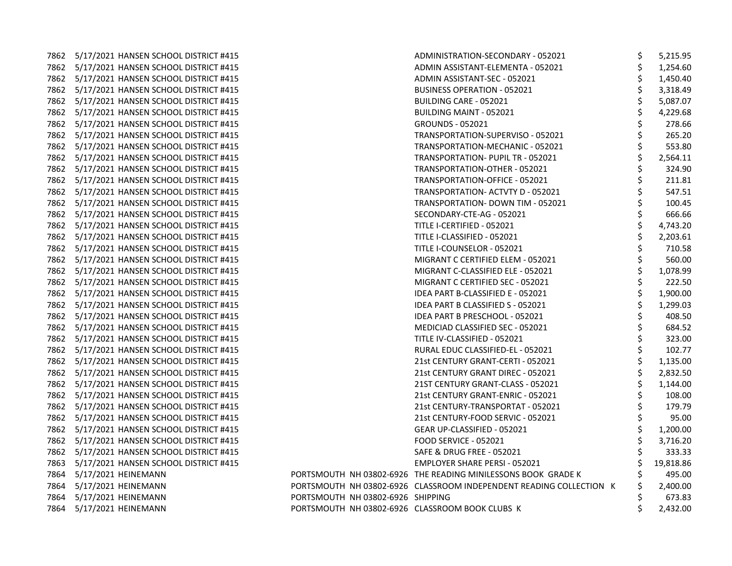| | | | | | |
|---|---|---|---|---|---|
| 7862 | 5/17/2021 | HANSEN SCHOOL DISTRICT #415 | | ADMINISTRATION-SECONDARY - 052021 | $ 5,215.95 |
| 7862 | 5/17/2021 | HANSEN SCHOOL DISTRICT #415 | | ADMIN ASSISTANT-ELEMENTA - 052021 | $ 1,254.60 |
| 7862 | 5/17/2021 | HANSEN SCHOOL DISTRICT #415 | | ADMIN ASSISTANT-SEC - 052021 | $ 1,450.40 |
| 7862 | 5/17/2021 | HANSEN SCHOOL DISTRICT #415 | | BUSINESS OPERATION - 052021 | $ 3,318.49 |
| 7862 | 5/17/2021 | HANSEN SCHOOL DISTRICT #415 | | BUILDING CARE - 052021 | $ 5,087.07 |
| 7862 | 5/17/2021 | HANSEN SCHOOL DISTRICT #415 | | BUILDING MAINT - 052021 | $ 4,229.68 |
| 7862 | 5/17/2021 | HANSEN SCHOOL DISTRICT #415 | | GROUNDS - 052021 | $ 278.66 |
| 7862 | 5/17/2021 | HANSEN SCHOOL DISTRICT #415 | | TRANSPORTATION-SUPERVISO - 052021 | $ 265.20 |
| 7862 | 5/17/2021 | HANSEN SCHOOL DISTRICT #415 | | TRANSPORTATION-MECHANIC - 052021 | $ 553.80 |
| 7862 | 5/17/2021 | HANSEN SCHOOL DISTRICT #415 | | TRANSPORTATION- PUPIL TR - 052021 | $ 2,564.11 |
| 7862 | 5/17/2021 | HANSEN SCHOOL DISTRICT #415 | | TRANSPORTATION-OTHER - 052021 | $ 324.90 |
| 7862 | 5/17/2021 | HANSEN SCHOOL DISTRICT #415 | | TRANSPORTATION-OFFICE - 052021 | $ 211.81 |
| 7862 | 5/17/2021 | HANSEN SCHOOL DISTRICT #415 | | TRANSPORTATION- ACTVTY D - 052021 | $ 547.51 |
| 7862 | 5/17/2021 | HANSEN SCHOOL DISTRICT #415 | | TRANSPORTATION- DOWN TIM - 052021 | $ 100.45 |
| 7862 | 5/17/2021 | HANSEN SCHOOL DISTRICT #415 | | SECONDARY-CTE-AG - 052021 | $ 666.66 |
| 7862 | 5/17/2021 | HANSEN SCHOOL DISTRICT #415 | | TITLE I-CERTIFIED - 052021 | $ 4,743.20 |
| 7862 | 5/17/2021 | HANSEN SCHOOL DISTRICT #415 | | TITLE I-CLASSIFIED - 052021 | $ 2,203.61 |
| 7862 | 5/17/2021 | HANSEN SCHOOL DISTRICT #415 | | TITLE I-COUNSELOR - 052021 | $ 710.58 |
| 7862 | 5/17/2021 | HANSEN SCHOOL DISTRICT #415 | | MIGRANT C CERTIFIED ELEM - 052021 | $ 560.00 |
| 7862 | 5/17/2021 | HANSEN SCHOOL DISTRICT #415 | | MIGRANT C-CLASSIFIED ELE - 052021 | $ 1,078.99 |
| 7862 | 5/17/2021 | HANSEN SCHOOL DISTRICT #415 | | MIGRANT C CERTIFIED SEC - 052021 | $ 222.50 |
| 7862 | 5/17/2021 | HANSEN SCHOOL DISTRICT #415 | | IDEA PART B-CLASSIFIED E - 052021 | $ 1,900.00 |
| 7862 | 5/17/2021 | HANSEN SCHOOL DISTRICT #415 | | IDEA PART B CLASSIFIED S - 052021 | $ 1,299.03 |
| 7862 | 5/17/2021 | HANSEN SCHOOL DISTRICT #415 | | IDEA PART B PRESCHOOL - 052021 | $ 408.50 |
| 7862 | 5/17/2021 | HANSEN SCHOOL DISTRICT #415 | | MEDICIAD CLASSIFIED SEC - 052021 | $ 684.52 |
| 7862 | 5/17/2021 | HANSEN SCHOOL DISTRICT #415 | | TITLE IV-CLASSIFIED - 052021 | $ 323.00 |
| 7862 | 5/17/2021 | HANSEN SCHOOL DISTRICT #415 | | RURAL EDUC CLASSIFIED-EL - 052021 | $ 102.77 |
| 7862 | 5/17/2021 | HANSEN SCHOOL DISTRICT #415 | | 21st CENTURY GRANT-CERTI - 052021 | $ 1,135.00 |
| 7862 | 5/17/2021 | HANSEN SCHOOL DISTRICT #415 | | 21st CENTURY GRANT DIREC - 052021 | $ 2,832.50 |
| 7862 | 5/17/2021 | HANSEN SCHOOL DISTRICT #415 | | 21ST CENTURY GRANT-CLASS - 052021 | $ 1,144.00 |
| 7862 | 5/17/2021 | HANSEN SCHOOL DISTRICT #415 | | 21st CENTURY GRANT-ENRIC - 052021 | $ 108.00 |
| 7862 | 5/17/2021 | HANSEN SCHOOL DISTRICT #415 | | 21st CENTURY-TRANSPORTAT - 052021 | $ 179.79 |
| 7862 | 5/17/2021 | HANSEN SCHOOL DISTRICT #415 | | 21st CENTURY-FOOD SERVIC - 052021 | $ 95.00 |
| 7862 | 5/17/2021 | HANSEN SCHOOL DISTRICT #415 | | GEAR UP-CLASSIFIED - 052021 | $ 1,200.00 |
| 7862 | 5/17/2021 | HANSEN SCHOOL DISTRICT #415 | | FOOD SERVICE - 052021 | $ 3,716.20 |
| 7862 | 5/17/2021 | HANSEN SCHOOL DISTRICT #415 | | SAFE & DRUG FREE - 052021 | $ 333.33 |
| 7863 | 5/17/2021 | HANSEN SCHOOL DISTRICT #415 | | EMPLOYER SHARE PERSI - 052021 | $ 19,818.86 |
| 7864 | 5/17/2021 | HEINEMANN | PORTSMOUTH NH 03802-6926 | THE READING MINILESSONS BOOK GRADE K | $ 495.00 |
| 7864 | 5/17/2021 | HEINEMANN | PORTSMOUTH NH 03802-6926 | CLASSROOM INDEPENDENT READING COLLECTION K | $ 2,400.00 |
| 7864 | 5/17/2021 | HEINEMANN | PORTSMOUTH NH 03802-6926 | SHIPPING | $ 673.83 |
| 7864 | 5/17/2021 | HEINEMANN | PORTSMOUTH NH 03802-6926 | CLASSROOM BOOK CLUBS K | $ 2,432.00 |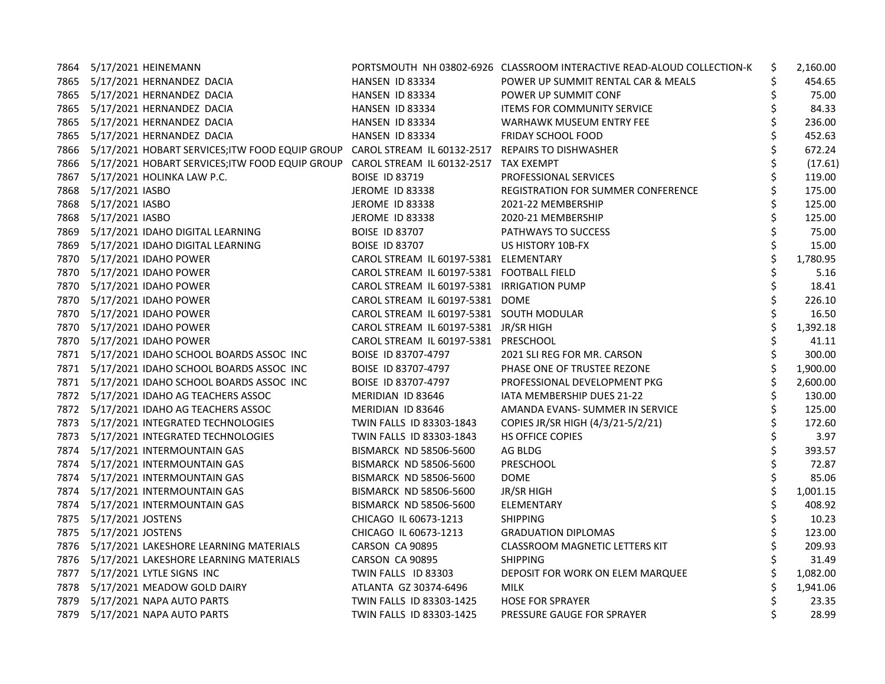| | | | | | |
|---|---|---|---|---|---|
| 7864 | 5/17/2021 | HEINEMANN | PORTSMOUTH NH 03802-6926 | CLASSROOM INTERACTIVE READ-ALOUD COLLECTION-K | $ 2,160.00 |
| 7865 | 5/17/2021 | HERNANDEZ DACIA | HANSEN ID 83334 | POWER UP SUMMIT RENTAL CAR & MEALS | $ 454.65 |
| 7865 | 5/17/2021 | HERNANDEZ DACIA | HANSEN ID 83334 | POWER UP SUMMIT CONF | $ 75.00 |
| 7865 | 5/17/2021 | HERNANDEZ DACIA | HANSEN ID 83334 | ITEMS FOR COMMUNITY SERVICE | $ 84.33 |
| 7865 | 5/17/2021 | HERNANDEZ DACIA | HANSEN ID 83334 | WARHAWK MUSEUM ENTRY FEE | $ 236.00 |
| 7865 | 5/17/2021 | HERNANDEZ DACIA | HANSEN ID 83334 | FRIDAY SCHOOL FOOD | $ 452.63 |
| 7866 | 5/17/2021 | HOBART SERVICES;ITW FOOD EQUIP GROUP | CAROL STREAM IL 60132-2517 | REPAIRS TO DISHWASHER | $ 672.24 |
| 7866 | 5/17/2021 | HOBART SERVICES;ITW FOOD EQUIP GROUP | CAROL STREAM IL 60132-2517 | TAX EXEMPT | $ (17.61) |
| 7867 | 5/17/2021 | HOLINKA LAW P.C. | BOISE ID 83719 | PROFESSIONAL SERVICES | $ 119.00 |
| 7868 | 5/17/2021 | IASBO | JEROME ID 83338 | REGISTRATION FOR SUMMER CONFERENCE | $ 175.00 |
| 7868 | 5/17/2021 | IASBO | JEROME ID 83338 | 2021-22 MEMBERSHIP | $ 125.00 |
| 7868 | 5/17/2021 | IASBO | JEROME ID 83338 | 2020-21 MEMBERSHIP | $ 125.00 |
| 7869 | 5/17/2021 | IDAHO DIGITAL LEARNING | BOISE ID 83707 | PATHWAYS TO SUCCESS | $ 75.00 |
| 7869 | 5/17/2021 | IDAHO DIGITAL LEARNING | BOISE ID 83707 | US HISTORY 10B-FX | $ 15.00 |
| 7870 | 5/17/2021 | IDAHO POWER | CAROL STREAM IL 60197-5381 | ELEMENTARY | $ 1,780.95 |
| 7870 | 5/17/2021 | IDAHO POWER | CAROL STREAM IL 60197-5381 | FOOTBALL FIELD | $ 5.16 |
| 7870 | 5/17/2021 | IDAHO POWER | CAROL STREAM IL 60197-5381 | IRRIGATION PUMP | $ 18.41 |
| 7870 | 5/17/2021 | IDAHO POWER | CAROL STREAM IL 60197-5381 | DOME | $ 226.10 |
| 7870 | 5/17/2021 | IDAHO POWER | CAROL STREAM IL 60197-5381 | SOUTH MODULAR | $ 16.50 |
| 7870 | 5/17/2021 | IDAHO POWER | CAROL STREAM IL 60197-5381 | JR/SR HIGH | $ 1,392.18 |
| 7870 | 5/17/2021 | IDAHO POWER | CAROL STREAM IL 60197-5381 | PRESCHOOL | $ 41.11 |
| 7871 | 5/17/2021 | IDAHO SCHOOL BOARDS ASSOC INC | BOISE ID 83707-4797 | 2021 SLI REG FOR MR. CARSON | $ 300.00 |
| 7871 | 5/17/2021 | IDAHO SCHOOL BOARDS ASSOC INC | BOISE ID 83707-4797 | PHASE ONE OF TRUSTEE REZONE | $ 1,900.00 |
| 7871 | 5/17/2021 | IDAHO SCHOOL BOARDS ASSOC INC | BOISE ID 83707-4797 | PROFESSIONAL DEVELOPMENT PKG | $ 2,600.00 |
| 7872 | 5/17/2021 | IDAHO AG TEACHERS ASSOC | MERIDIAN ID 83646 | IATA MEMBERSHIP DUES 21-22 | $ 130.00 |
| 7872 | 5/17/2021 | IDAHO AG TEACHERS ASSOC | MERIDIAN ID 83646 | AMANDA EVANS- SUMMER IN SERVICE | $ 125.00 |
| 7873 | 5/17/2021 | INTEGRATED TECHNOLOGIES | TWIN FALLS ID 83303-1843 | COPIES JR/SR HIGH (4/3/21-5/2/21) | $ 172.60 |
| 7873 | 5/17/2021 | INTEGRATED TECHNOLOGIES | TWIN FALLS ID 83303-1843 | HS OFFICE COPIES | $ 3.97 |
| 7874 | 5/17/2021 | INTERMOUNTAIN GAS | BISMARCK ND 58506-5600 | AG BLDG | $ 393.57 |
| 7874 | 5/17/2021 | INTERMOUNTAIN GAS | BISMARCK ND 58506-5600 | PRESCHOOL | $ 72.87 |
| 7874 | 5/17/2021 | INTERMOUNTAIN GAS | BISMARCK ND 58506-5600 | DOME | $ 85.06 |
| 7874 | 5/17/2021 | INTERMOUNTAIN GAS | BISMARCK ND 58506-5600 | JR/SR HIGH | $ 1,001.15 |
| 7874 | 5/17/2021 | INTERMOUNTAIN GAS | BISMARCK ND 58506-5600 | ELEMENTARY | $ 408.92 |
| 7875 | 5/17/2021 | JOSTENS | CHICAGO IL 60673-1213 | SHIPPING | $ 10.23 |
| 7875 | 5/17/2021 | JOSTENS | CHICAGO IL 60673-1213 | GRADUATION DIPLOMAS | $ 123.00 |
| 7876 | 5/17/2021 | LAKESHORE LEARNING MATERIALS | CARSON CA 90895 | CLASSROOM MAGNETIC LETTERS KIT | $ 209.93 |
| 7876 | 5/17/2021 | LAKESHORE LEARNING MATERIALS | CARSON CA 90895 | SHIPPING | $ 31.49 |
| 7877 | 5/17/2021 | LYTLE SIGNS INC | TWIN FALLS ID 83303 | DEPOSIT FOR WORK ON ELEM MARQUEE | $ 1,082.00 |
| 7878 | 5/17/2021 | MEADOW GOLD DAIRY | ATLANTA GZ 30374-6496 | MILK | $ 1,941.06 |
| 7879 | 5/17/2021 | NAPA AUTO PARTS | TWIN FALLS ID 83303-1425 | HOSE FOR SPRAYER | $ 23.35 |
| 7879 | 5/17/2021 | NAPA AUTO PARTS | TWIN FALLS ID 83303-1425 | PRESSURE GAUGE FOR SPRAYER | $ 28.99 |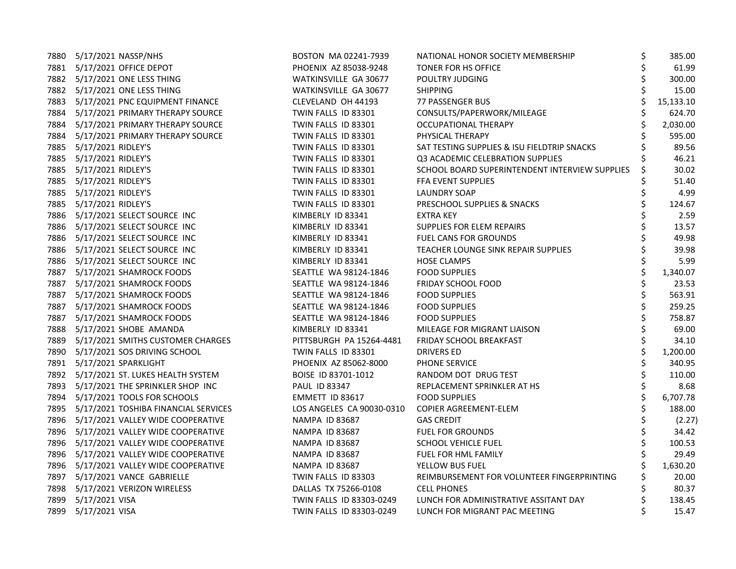| | | | | | |
|---|---|---|---|---|---|
| 7880 | 5/17/2021 | NASSP/NHS | BOSTON MA 02241-7939 | NATIONAL HONOR SOCIETY MEMBERSHIP | $ 385.00 |
| 7881 | 5/17/2021 | OFFICE DEPOT | PHOENIX AZ 85038-9248 | TONER FOR HS OFFICE | $ 61.99 |
| 7882 | 5/17/2021 | ONE LESS THING | WATKINSVILLE GA 30677 | POULTRY JUDGING | $ 300.00 |
| 7882 | 5/17/2021 | ONE LESS THING | WATKINSVILLE GA 30677 | SHIPPING | $ 15.00 |
| 7883 | 5/17/2021 | PNC EQUIPMENT FINANCE | CLEVELAND OH 44193 | 77 PASSENGER BUS | $ 15,133.10 |
| 7884 | 5/17/2021 | PRIMARY THERAPY SOURCE | TWIN FALLS ID 83301 | CONSULTS/PAPERWORK/MILEAGE | $ 624.70 |
| 7884 | 5/17/2021 | PRIMARY THERAPY SOURCE | TWIN FALLS ID 83301 | OCCUPATIONAL THERAPY | $ 2,030.00 |
| 7884 | 5/17/2021 | PRIMARY THERAPY SOURCE | TWIN FALLS ID 83301 | PHYSICAL THERAPY | $ 595.00 |
| 7885 | 5/17/2021 | RIDLEY'S | TWIN FALLS ID 83301 | SAT TESTING SUPPLIES & ISU FIELDTRIP SNACKS | $ 89.56 |
| 7885 | 5/17/2021 | RIDLEY'S | TWIN FALLS ID 83301 | Q3 ACADEMIC CELEBRATION SUPPLIES | $ 46.21 |
| 7885 | 5/17/2021 | RIDLEY'S | TWIN FALLS ID 83301 | SCHOOL BOARD SUPERINTENDENT INTERVIEW SUPPLIES | $ 30.02 |
| 7885 | 5/17/2021 | RIDLEY'S | TWIN FALLS ID 83301 | FFA EVENT SUPPLIES | $ 51.40 |
| 7885 | 5/17/2021 | RIDLEY'S | TWIN FALLS ID 83301 | LAUNDRY SOAP | $ 4.99 |
| 7885 | 5/17/2021 | RIDLEY'S | TWIN FALLS ID 83301 | PRESCHOOL SUPPLIES & SNACKS | $ 124.67 |
| 7886 | 5/17/2021 | SELECT SOURCE INC | KIMBERLY ID 83341 | EXTRA KEY | $ 2.59 |
| 7886 | 5/17/2021 | SELECT SOURCE INC | KIMBERLY ID 83341 | SUPPLIES FOR ELEM REPAIRS | $ 13.57 |
| 7886 | 5/17/2021 | SELECT SOURCE INC | KIMBERLY ID 83341 | FUEL CANS FOR GROUNDS | $ 49.98 |
| 7886 | 5/17/2021 | SELECT SOURCE INC | KIMBERLY ID 83341 | TEACHER LOUNGE SINK REPAIR SUPPLIES | $ 39.98 |
| 7886 | 5/17/2021 | SELECT SOURCE INC | KIMBERLY ID 83341 | HOSE CLAMPS | $ 5.99 |
| 7887 | 5/17/2021 | SHAMROCK FOODS | SEATTLE WA 98124-1846 | FOOD SUPPLIES | $ 1,340.07 |
| 7887 | 5/17/2021 | SHAMROCK FOODS | SEATTLE WA 98124-1846 | FRIDAY SCHOOL FOOD | $ 23.53 |
| 7887 | 5/17/2021 | SHAMROCK FOODS | SEATTLE WA 98124-1846 | FOOD SUPPLIES | $ 563.91 |
| 7887 | 5/17/2021 | SHAMROCK FOODS | SEATTLE WA 98124-1846 | FOOD SUPPLIES | $ 259.25 |
| 7887 | 5/17/2021 | SHAMROCK FOODS | SEATTLE WA 98124-1846 | FOOD SUPPLIES | $ 758.87 |
| 7888 | 5/17/2021 | SHOBE AMANDA | KIMBERLY ID 83341 | MILEAGE FOR MIGRANT LIAISON | $ 69.00 |
| 7889 | 5/17/2021 | SMITHS CUSTOMER CHARGES | PITTSBURGH PA 15264-4481 | FRIDAY SCHOOL BREAKFAST | $ 34.10 |
| 7890 | 5/17/2021 | SOS DRIVING SCHOOL | TWIN FALLS ID 83301 | DRIVERS ED | $ 1,200.00 |
| 7891 | 5/17/2021 | SPARKLIGHT | PHOENIX AZ 85062-8000 | PHONE SERVICE | $ 340.95 |
| 7892 | 5/17/2021 | ST. LUKES HEALTH SYSTEM | BOISE ID 83701-1012 | RANDOM DOT DRUG TEST | $ 110.00 |
| 7893 | 5/17/2021 | THE SPRINKLER SHOP INC | PAUL ID 83347 | REPLACEMENT SPRINKLER AT HS | $ 8.68 |
| 7894 | 5/17/2021 | TOOLS FOR SCHOOLS | EMMETT ID 83617 | FOOD SUPPLIES | $ 6,707.78 |
| 7895 | 5/17/2021 | TOSHIBA FINANCIAL SERVICES | LOS ANGELES CA 90030-0310 | COPIER AGREEMENT-ELEM | $ 188.00 |
| 7896 | 5/17/2021 | VALLEY WIDE COOPERATIVE | NAMPA ID 83687 | GAS CREDIT | $ (2.27) |
| 7896 | 5/17/2021 | VALLEY WIDE COOPERATIVE | NAMPA ID 83687 | FUEL FOR GROUNDS | $ 34.42 |
| 7896 | 5/17/2021 | VALLEY WIDE COOPERATIVE | NAMPA ID 83687 | SCHOOL VEHICLE FUEL | $ 100.53 |
| 7896 | 5/17/2021 | VALLEY WIDE COOPERATIVE | NAMPA ID 83687 | FUEL FOR HML FAMILY | $ 29.49 |
| 7896 | 5/17/2021 | VALLEY WIDE COOPERATIVE | NAMPA ID 83687 | YELLOW BUS FUEL | $ 1,630.20 |
| 7897 | 5/17/2021 | VANCE GABRIELLE | TWIN FALLS ID 83303 | REIMBURSEMENT FOR VOLUNTEER FINGERPRINTING | $ 20.00 |
| 7898 | 5/17/2021 | VERIZON WIRELESS | DALLAS TX 75266-0108 | CELL PHONES | $ 80.37 |
| 7899 | 5/17/2021 | VISA | TWIN FALLS ID 83303-0249 | LUNCH FOR ADMINISTRATIVE ASSITANT DAY | $ 138.45 |
| 7899 | 5/17/2021 | VISA | TWIN FALLS ID 83303-0249 | LUNCH FOR MIGRANT PAC MEETING | $ 15.47 |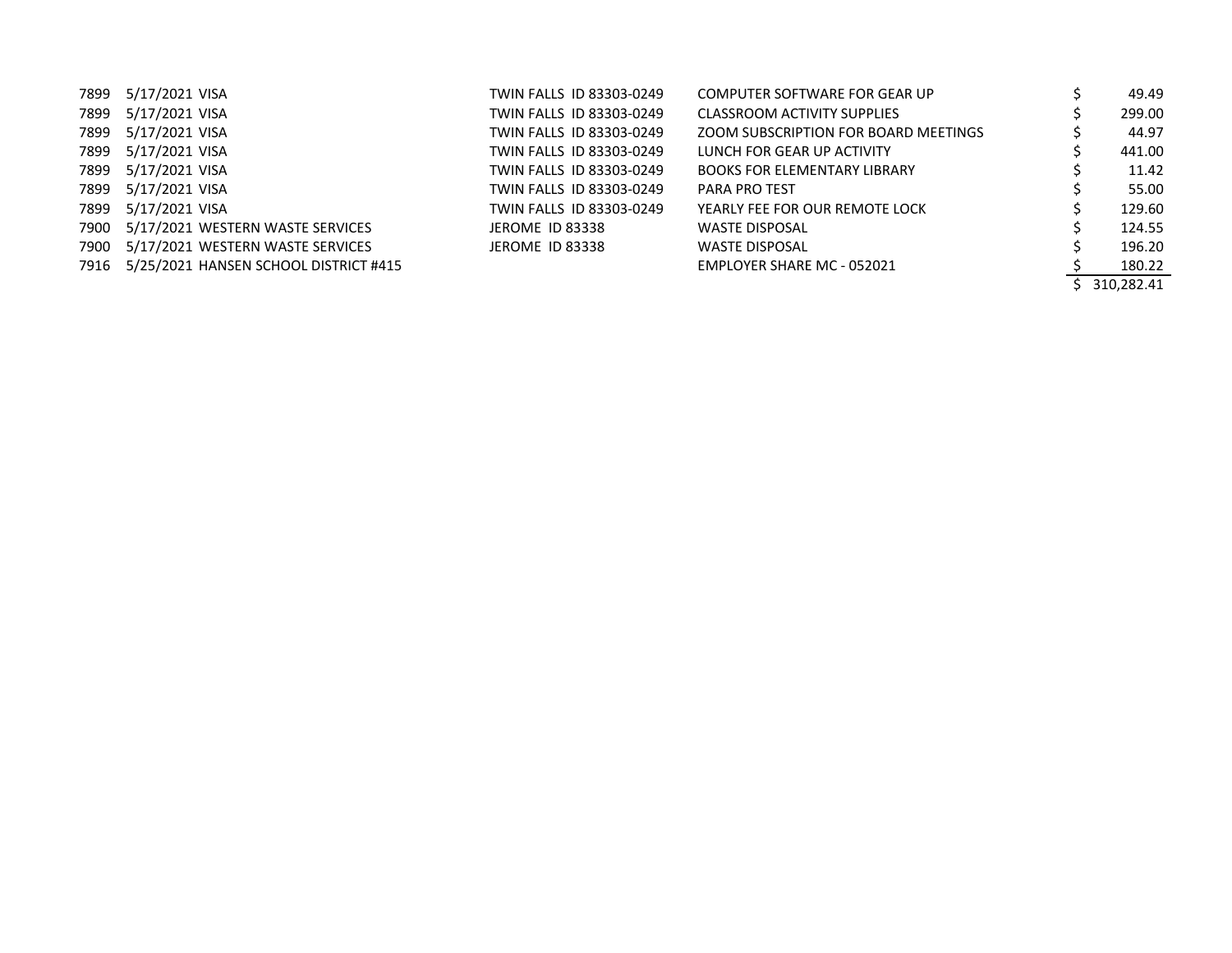| | | | | | |
|---|---|---|---|---|---|
| 7899 | 5/17/2021 | VISA | TWIN FALLS ID 83303-0249 | COMPUTER SOFTWARE FOR GEAR UP | $ 49.49 |
| 7899 | 5/17/2021 | VISA | TWIN FALLS ID 83303-0249 | CLASSROOM ACTIVITY SUPPLIES | $ 299.00 |
| 7899 | 5/17/2021 | VISA | TWIN FALLS ID 83303-0249 | ZOOM SUBSCRIPTION FOR BOARD MEETINGS | $ 44.97 |
| 7899 | 5/17/2021 | VISA | TWIN FALLS ID 83303-0249 | LUNCH FOR GEAR UP ACTIVITY | $ 441.00 |
| 7899 | 5/17/2021 | VISA | TWIN FALLS ID 83303-0249 | BOOKS FOR ELEMENTARY LIBRARY | $ 11.42 |
| 7899 | 5/17/2021 | VISA | TWIN FALLS ID 83303-0249 | PARA PRO TEST | $ 55.00 |
| 7899 | 5/17/2021 | VISA | TWIN FALLS ID 83303-0249 | YEARLY FEE FOR OUR REMOTE LOCK | $ 129.60 |
| 7900 | 5/17/2021 | WESTERN WASTE SERVICES | JEROME ID 83338 | WASTE DISPOSAL | $ 124.55 |
| 7900 | 5/17/2021 | WESTERN WASTE SERVICES | JEROME ID 83338 | WASTE DISPOSAL | $ 196.20 |
| 7916 | 5/25/2021 | HANSEN SCHOOL DISTRICT #415 | | EMPLOYER SHARE MC - 052021 | $ 180.22 |
| | | | | | $ 310,282.41 |